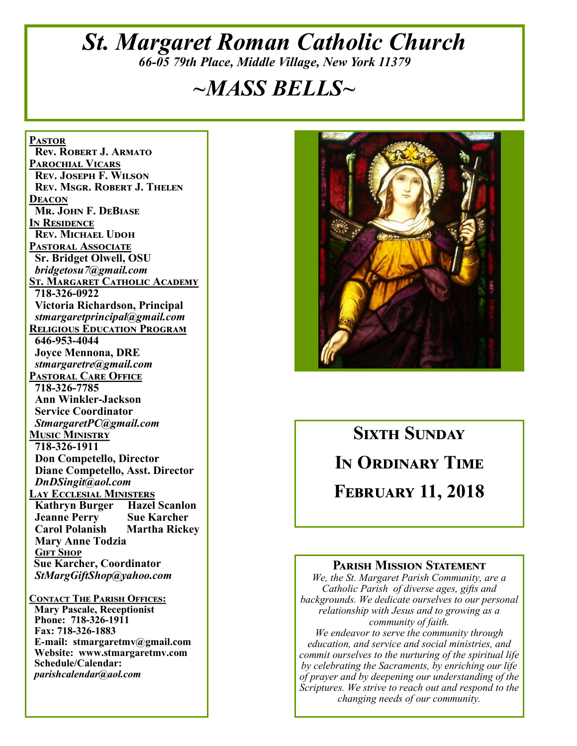# *St. Margaret Roman Catholic Church*

*66-05 79th Place, Middle Village, New York 11379*

# *~MASS BELLS~*

**Pastor**
**Rev. Robert J. Armato**

**Parochial Vicars**
**Rev. Joseph F. Wilson**
**Rev. Msgr. Robert J. Thelen**

**Deacon**
**Mr. John F. DeBiase**

**In Residence**
**Rev. Michael Udoh**

**Pastoral Associate**
**Sr. Bridget Olwell, OSU**
***bridgetosu7@gmail.com***

**St. Margaret Catholic Academy**
**718-326-0922**
**Victoria Richardson, Principal**
***stmargaretprincipal@gmail.com***

**Religious Education Program**
**646-953-4044**
**Joyce Mennona, DRE**
***stmargaretre@gmail.com***

**Pastoral Care Office**
**718-326-7785**
**Ann Winkler-Jackson**
**Service Coordinator**
***StmargaretPC@gmail.com***

**Music Ministry**
**718-326-1911**
**Don Competello, Director**
**Diane Competello, Asst. Director**
***DnDSingit@aol.com***

**Lay Ecclesial Ministers**
**Kathryn Burger**
**Hazel Scanlon**
**Jeanne Perry**
**Sue Karcher**
**Carol Polanish**
**Martha Rickey**
**Mary Anne Todzia**

**Gift Shop**
**Sue Karcher, Coordinator**
***StMargGiftShop@yahoo.com***

**Contact The Parish Offices:**
**Mary Pascale, Receptionist**
**Phone: 718-326-1911**
**Fax: 718-326-1883**
**E-mail: stmargaretmv@gmail.com**
**Website: www.stmargaretmv.com**
**Schedule/Calendar:**
***parishcalendar@aol.com***

## Sixth Sunday In Ordinary Time

## February 11, 2018

### Parish Mission Statement

*We, the St. Margaret Parish Community, are a Catholic Parish of diverse ages, gifts and backgrounds. We dedicate ourselves to our personal relationship with Jesus and to growing as a community of faith.*

*We endeavor to serve the community through education, and service and social ministries, and commit ourselves to the nurturing of the spiritual life by celebrating the Sacraments, by enriching our life of prayer and by deepening our understanding of the Scriptures. We strive to reach out and respond to the changing needs of our community.*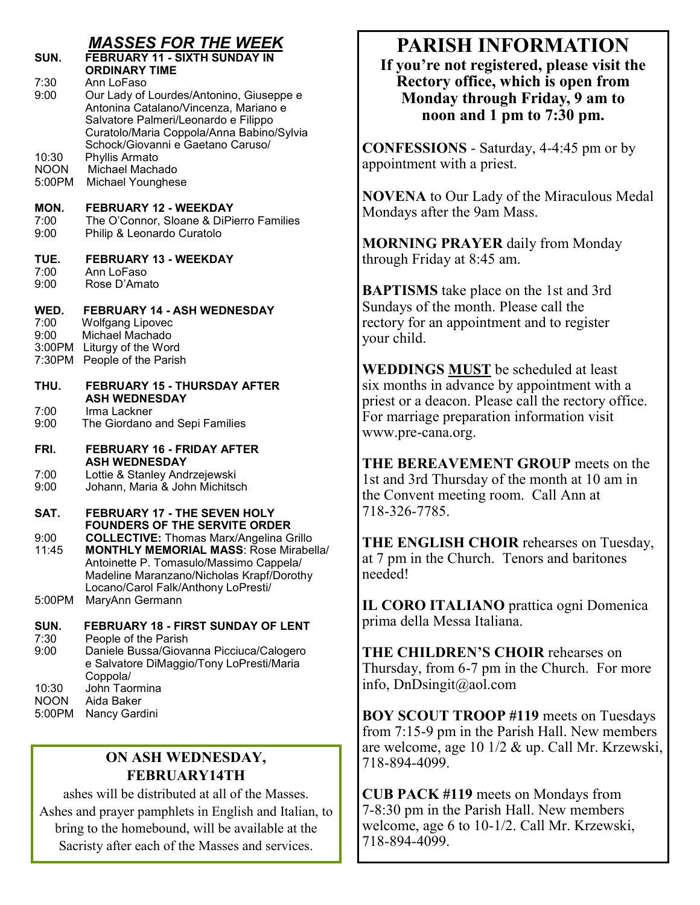## *MASSES FOR THE WEEK*

**SUN. FEBRUARY 11 - SIXTH SUNDAY IN ORDINARY TIME**

7:30 Ann LoFaso
9:00 Our Lady of Lourdes/Antonino, Giuseppe e Antonina Catalano/Vincenza, Mariano e Salvatore Palmeri/Leonardo e Filippo Curatolo/Maria Coppola/Anna Babino/Sylvia Schock/Giovanni e Gaetano Caruso/
10:30 Phyllis Armato
NOON Michael Machado
5:00PM Michael Younghese

**MON. FEBRUARY 12 - WEEKDAY**

7:00 The O'Connor, Sloane & DiPierro Families
9:00 Philip & Leonardo Curatolo

**TUE. FEBRUARY 13 - WEEKDAY**

7:00 Ann LoFaso
9:00 Rose D'Amato

**WED. FEBRUARY 14 - ASH WEDNESDAY**

7:00 Wolfgang Lipovec
9:00 Michael Machado
3:00PM Liturgy of the Word
7:30PM People of the Parish

**THU. FEBRUARY 15 - THURSDAY AFTER ASH WEDNESDAY**

7:00 Irma Lackner
9:00 The Giordano and Sepi Families

**FRI. FEBRUARY 16 - FRIDAY AFTER ASH WEDNESDAY**

7:00 Lottie & Stanley Andrzejewski
9:00 Johann, Maria & John Michitsch

**SAT. FEBRUARY 17 - THE SEVEN HOLY FOUNDERS OF THE SERVITE ORDER**

9:00 **COLLECTIVE:** Thomas Marx/Angelina Grillo
11:45 **MONTHLY MEMORIAL MASS**: Rose Mirabella/ Antoinette P. Tomasulo/Massimo Cappela/ Madeline Maranzano/Nicholas Krapf/Dorothy Locano/Carol Falk/Anthony LoPresti/
5:00PM MaryAnn Germann

**SUN. FEBRUARY 18 - FIRST SUNDAY OF LENT**

7:30 People of the Parish
9:00 Daniele Bussa/Giovanna Picciuca/Calogero e Salvatore DiMaggio/Tony LoPresti/Maria Coppola/
10:30 John Taormina
NOON Aida Baker
5:00PM Nancy Gardini

### ON ASH WEDNESDAY, FEBRUARY14TH

ashes will be distributed at all of the Masses. Ashes and prayer pamphlets in English and Italian, to bring to the homebound, will be available at the Sacristy after each of the Masses and services.

# PARISH INFORMATION

**If you're not registered, please visit the Rectory office, which is open from Monday through Friday, 9 am to noon and 1 pm to 7:30 pm.**

**CONFESSIONS** - Saturday, 4-4:45 pm or by appointment with a priest.

**NOVENA** to Our Lady of the Miraculous Medal Mondays after the 9am Mass.

**MORNING PRAYER** daily from Monday through Friday at 8:45 am.

**BAPTISMS** take place on the 1st and 3rd Sundays of the month. Please call the rectory for an appointment and to register your child.

**WEDDINGS <u>MUST</u>** be scheduled at least six months in advance by appointment with a priest or a deacon. Please call the rectory office. For marriage preparation information visit www.pre-cana.org.

**THE BEREAVEMENT GROUP** meets on the 1st and 3rd Thursday of the month at 10 am in the Convent meeting room. Call Ann at 718-326-7785.

**THE ENGLISH CHOIR** rehearses on Tuesday, at 7 pm in the Church. Tenors and baritones needed!

**IL CORO ITALIANO** prattica ogni Domenica prima della Messa Italiana.

**THE CHILDREN'S CHOIR** rehearses on Thursday, from 6-7 pm in the Church. For more info, DnDsingit@aol.com

**BOY SCOUT TROOP #119** meets on Tuesdays from 7:15-9 pm in the Parish Hall. New members are welcome, age 10 1/2 & up. Call Mr. Krzewski, 718-894-4099.

**CUB PACK #119** meets on Mondays from 7-8:30 pm in the Parish Hall. New members welcome, age 6 to 10-1/2. Call Mr. Krzewski, 718-894-4099.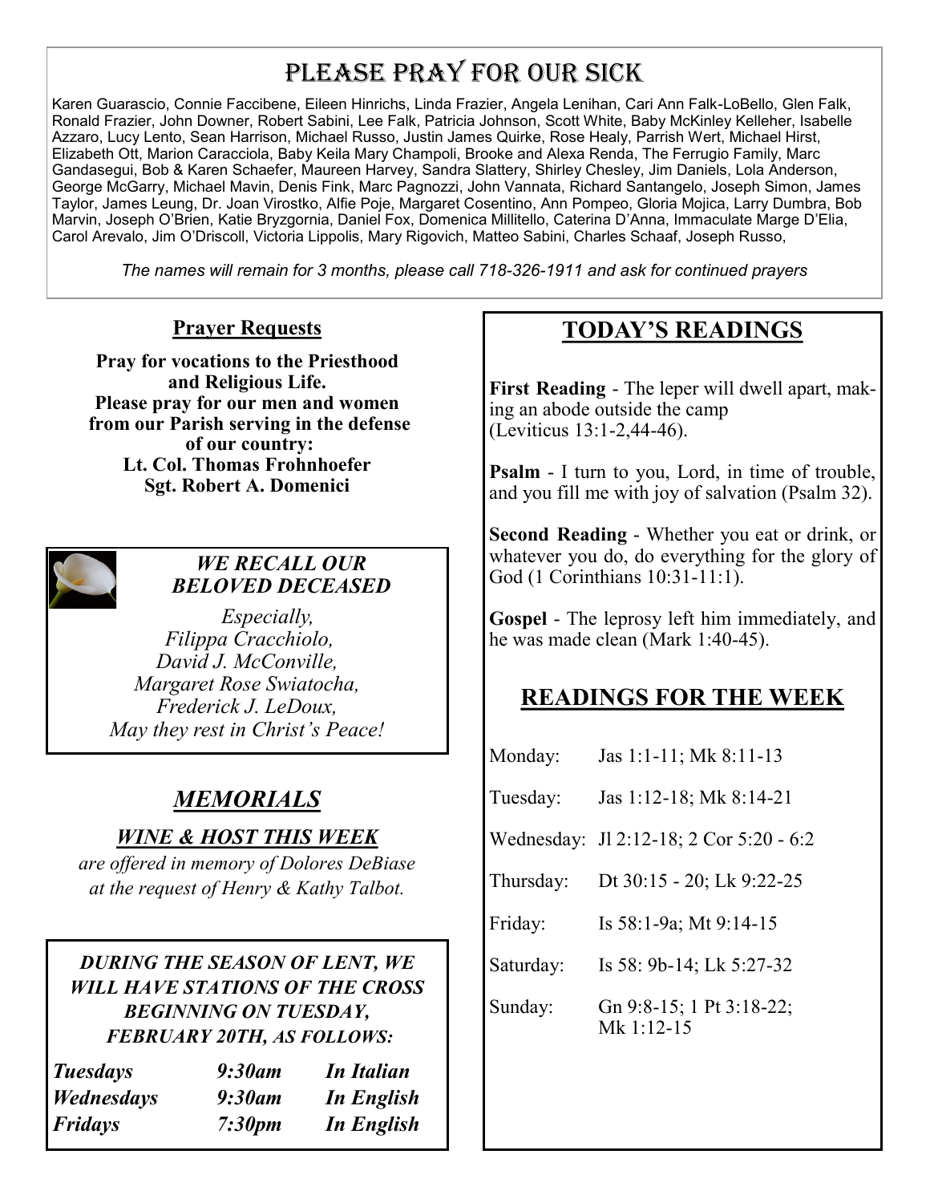# Please Pray For Our Sick

Karen Guarascio, Connie Faccibene, Eileen Hinrichs, Linda Frazier, Angela Lenihan, Cari Ann Falk-LoBello, Glen Falk, Ronald Frazier, John Downer, Robert Sabini, Lee Falk, Patricia Johnson, Scott White, Baby McKinley Kelleher, Isabelle Azzaro, Lucy Lento, Sean Harrison, Michael Russo, Justin James Quirke, Rose Healy, Parrish Wert, Michael Hirst, Elizabeth Ott, Marion Caracciola, Baby Keila Mary Champoli, Brooke and Alexa Renda, The Ferrugio Family, Marc Gandasegui, Bob & Karen Schaefer, Maureen Harvey, Sandra Slattery, Shirley Chesley, Jim Daniels, Lola Anderson, George McGarry, Michael Mavin, Denis Fink, Marc Pagnozzi, John Vannata, Richard Santangelo, Joseph Simon, James Taylor, James Leung, Dr. Joan Virostko, Alfie Poje, Margaret Cosentino, Ann Pompeo, Gloria Mojica, Larry Dumbra, Bob Marvin, Joseph O'Brien, Katie Bryzgornia, Daniel Fox, Domenica Millitello, Caterina D'Anna, Immaculate Marge D'Elia, Carol Arevalo, Jim O'Driscoll, Victoria Lippolis, Mary Rigovich, Matteo Sabini, Charles Schaaf, Joseph Russo,

*The names will remain for 3 months, please call 718-326-1911 and ask for continued prayers*

## Prayer Requests

**Pray for vocations to the Priesthood and Religious Life.**
**Please pray for our men and women from our Parish serving in the defense of our country:**
**Lt. Col. Thomas Frohnhoefer**
**Sgt. Robert A. Domenici**

### *WE RECALL OUR BELOVED DECEASED*

*Especially,*
*Filippa Cracchiolo,*
*David J. McConville,*
*Margaret Rose Swiatocha,*
*Frederick J. LeDoux,*
*May they rest in Christ's Peace!*

## *MEMORIALS*

### *WINE & HOST THIS WEEK*

*are offered in memory of Dolores DeBiase at the request of Henry & Kathy Talbot.*

***DURING THE SEASON OF LENT, WE WILL HAVE STATIONS OF THE CROSS BEGINNING ON TUESDAY, FEBRUARY 20TH, AS FOLLOWS:***

| | | |
|---|---|---|
| ***Tuesdays*** | ***9:30am*** | ***In Italian*** |
| ***Wednesdays*** | ***9:30am*** | ***In English*** |
| ***Fridays*** | ***7:30pm*** | ***In English*** |

## TODAY'S READINGS

**First Reading** - The leper will dwell apart, making an abode outside the camp (Leviticus 13:1-2,44-46).

**Psalm** - I turn to you, Lord, in time of trouble, and you fill me with joy of salvation (Psalm 32).

**Second Reading** - Whether you eat or drink, or whatever you do, do everything for the glory of God (1 Corinthians 10:31-11:1).

**Gospel** - The leprosy left him immediately, and he was made clean (Mark 1:40-45).

## READINGS FOR THE WEEK

| | |
|---|---|
| Monday: | Jas 1:1-11; Mk 8:11-13 |
| Tuesday: | Jas 1:12-18; Mk 8:14-21 |
| Wednesday: | Jl 2:12-18; 2 Cor 5:20 - 6:2 |
| Thursday: | Dt 30:15 - 20; Lk 9:22-25 |
| Friday: | Is 58:1-9a; Mt 9:14-15 |
| Saturday: | Is 58: 9b-14; Lk 5:27-32 |
| Sunday: | Gn 9:8-15; 1 Pt 3:18-22; Mk 1:12-15 |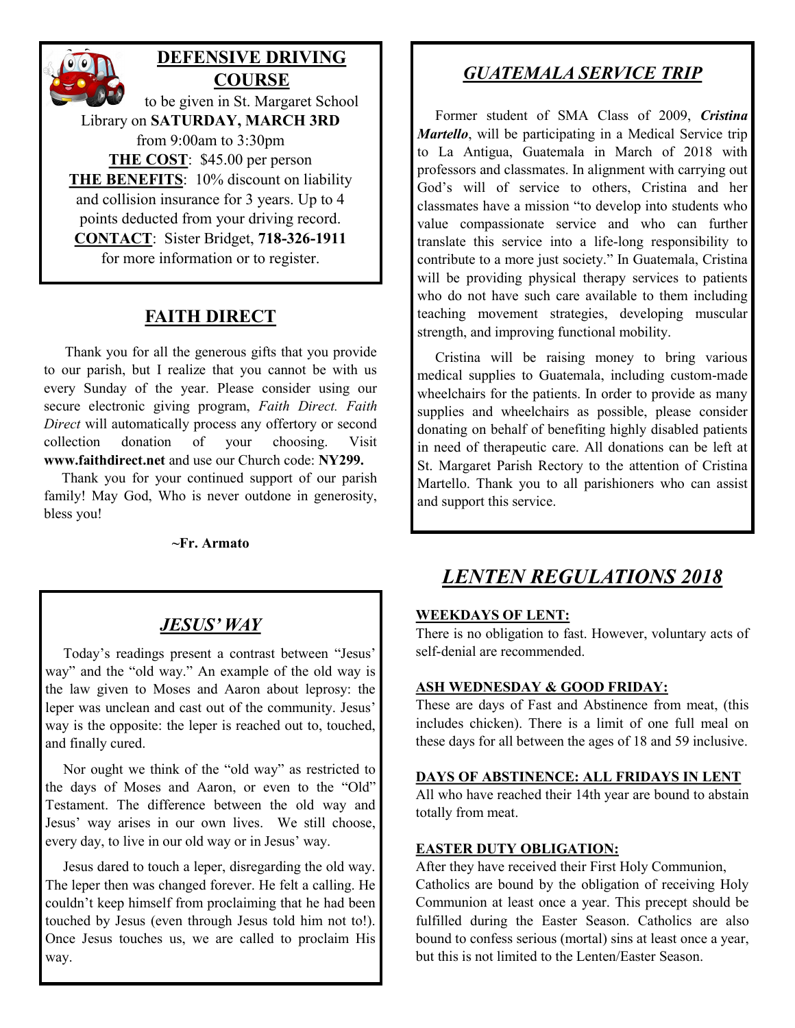## DEFENSIVE DRIVING COURSE

to be given in St. Margaret School Library on **SATURDAY, MARCH 3RD** from 9:00am to 3:30pm

**THE COST**: $45.00 per person

**THE BENEFITS**: 10% discount on liability and collision insurance for 3 years. Up to 4 points deducted from your driving record.

**CONTACT**: Sister Bridget, **718-326-1911** for more information or to register.

## FAITH DIRECT

Thank you for all the generous gifts that you provide to our parish, but I realize that you cannot be with us every Sunday of the year. Please consider using our secure electronic giving program, *Faith Direct. Faith Direct* will automatically process any offertory or second collection donation of your choosing. Visit **www.faithdirect.net** and use our Church code: **NY299.**

Thank you for your continued support of our parish family! May God, Who is never outdone in generosity, bless you!

**~Fr. Armato**

## *JESUS' WAY*

Today's readings present a contrast between "Jesus' way" and the "old way." An example of the old way is the law given to Moses and Aaron about leprosy: the leper was unclean and cast out of the community. Jesus' way is the opposite: the leper is reached out to, touched, and finally cured.

Nor ought we think of the "old way" as restricted to the days of Moses and Aaron, or even to the "Old" Testament. The difference between the old way and Jesus' way arises in our own lives. We still choose, every day, to live in our old way or in Jesus' way.

Jesus dared to touch a leper, disregarding the old way. The leper then was changed forever. He felt a calling. He couldn't keep himself from proclaiming that he had been touched by Jesus (even through Jesus told him not to!). Once Jesus touches us, we are called to proclaim His way.

## *GUATEMALA SERVICE TRIP*

Former student of SMA Class of 2009, ***Cristina Martello***, will be participating in a Medical Service trip to La Antigua, Guatemala in March of 2018 with professors and classmates. In alignment with carrying out God's will of service to others, Cristina and her classmates have a mission "to develop into students who value compassionate service and who can further translate this service into a life-long responsibility to contribute to a more just society." In Guatemala, Cristina will be providing physical therapy services to patients who do not have such care available to them including teaching movement strategies, developing muscular strength, and improving functional mobility.

Cristina will be raising money to bring various medical supplies to Guatemala, including custom-made wheelchairs for the patients. In order to provide as many supplies and wheelchairs as possible, please consider donating on behalf of benefiting highly disabled patients in need of therapeutic care. All donations can be left at St. Margaret Parish Rectory to the attention of Cristina Martello. Thank you to all parishioners who can assist and support this service.

## *LENTEN REGULATIONS 2018*

**WEEKDAYS OF LENT:**
There is no obligation to fast. However, voluntary acts of self-denial are recommended.

**ASH WEDNESDAY & GOOD FRIDAY:**
These are days of Fast and Abstinence from meat, (this includes chicken). There is a limit of one full meal on these days for all between the ages of 18 and 59 inclusive.

**DAYS OF ABSTINENCE: ALL FRIDAYS IN LENT**
All who have reached their 14th year are bound to abstain totally from meat.

**EASTER DUTY OBLIGATION:**
After they have received their First Holy Communion, Catholics are bound by the obligation of receiving Holy Communion at least once a year. This precept should be fulfilled during the Easter Season. Catholics are also bound to confess serious (mortal) sins at least once a year, but this is not limited to the Lenten/Easter Season.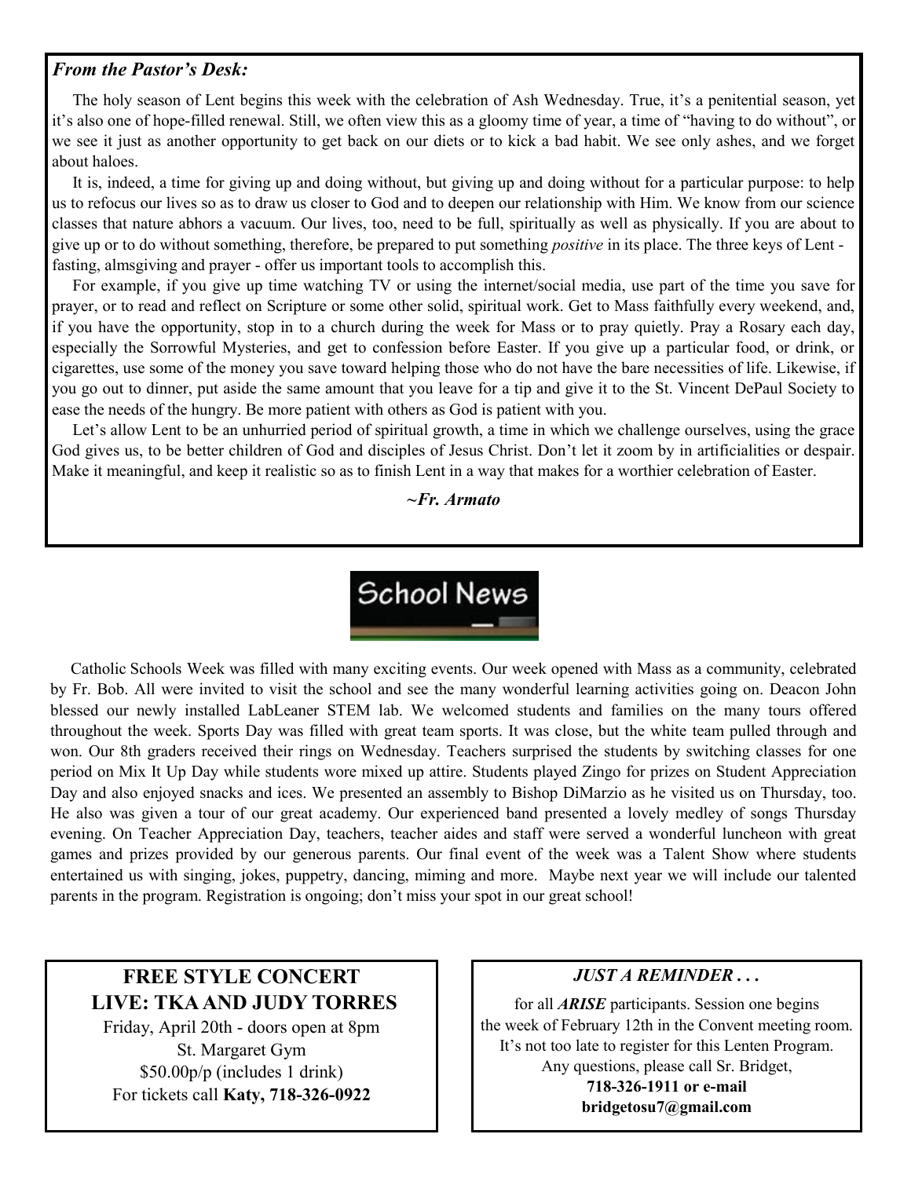## *From the Pastor's Desk:*

The holy season of Lent begins this week with the celebration of Ash Wednesday. True, it's a penitential season, yet it's also one of hope-filled renewal. Still, we often view this as a gloomy time of year, a time of "having to do without", or we see it just as another opportunity to get back on our diets or to kick a bad habit. We see only ashes, and we forget about haloes.

It is, indeed, a time for giving up and doing without, but giving up and doing without for a particular purpose: to help us to refocus our lives so as to draw us closer to God and to deepen our relationship with Him. We know from our science classes that nature abhors a vacuum. Our lives, too, need to be full, spiritually as well as physically. If you are about to give up or to do without something, therefore, be prepared to put something *positive* in its place. The three keys of Lent - fasting, almsgiving and prayer - offer us important tools to accomplish this.

For example, if you give up time watching TV or using the internet/social media, use part of the time you save for prayer, or to read and reflect on Scripture or some other solid, spiritual work. Get to Mass faithfully every weekend, and, if you have the opportunity, stop in to a church during the week for Mass or to pray quietly. Pray a Rosary each day, especially the Sorrowful Mysteries, and get to confession before Easter. If you give up a particular food, or drink, or cigarettes, use some of the money you save toward helping those who do not have the bare necessities of life. Likewise, if you go out to dinner, put aside the same amount that you leave for a tip and give it to the St. Vincent DePaul Society to ease the needs of the hungry. Be more patient with others as God is patient with you.

Let's allow Lent to be an unhurried period of spiritual growth, a time in which we challenge ourselves, using the grace God gives us, to be better children of God and disciples of Jesus Christ. Don't let it zoom by in artificialities or despair. Make it meaningful, and keep it realistic so as to finish Lent in a way that makes for a worthier celebration of Easter.

***~Fr. Armato***

## School News

Catholic Schools Week was filled with many exciting events. Our week opened with Mass as a community, celebrated by Fr. Bob. All were invited to visit the school and see the many wonderful learning activities going on. Deacon John blessed our newly installed LabLeaner STEM lab. We welcomed students and families on the many tours offered throughout the week. Sports Day was filled with great team sports. It was close, but the white team pulled through and won. Our 8th graders received their rings on Wednesday. Teachers surprised the students by switching classes for one period on Mix It Up Day while students wore mixed up attire. Students played Zingo for prizes on Student Appreciation Day and also enjoyed snacks and ices. We presented an assembly to Bishop DiMarzio as he visited us on Thursday, too. He also was given a tour of our great academy. Our experienced band presented a lovely medley of songs Thursday evening. On Teacher Appreciation Day, teachers, teacher aides and staff were served a wonderful luncheon with great games and prizes provided by our generous parents. Our final event of the week was a Talent Show where students entertained us with singing, jokes, puppetry, dancing, miming and more. Maybe next year we will include our talented parents in the program. Registration is ongoing; don't miss your spot in our great school!

### FREE STYLE CONCERT
### LIVE: TKA AND JUDY TORRES

Friday, April 20th - doors open at 8pm
St. Margaret Gym
$50.00p/p (includes 1 drink)
For tickets call **Katy, 718-326-0922**

### *JUST A REMINDER . . .*

for all ***ARISE*** participants. Session one begins the week of February 12th in the Convent meeting room. It's not too late to register for this Lenten Program. Any questions, please call Sr. Bridget,
**718-326-1911 or e-mail**
**bridgetosu7@gmail.com**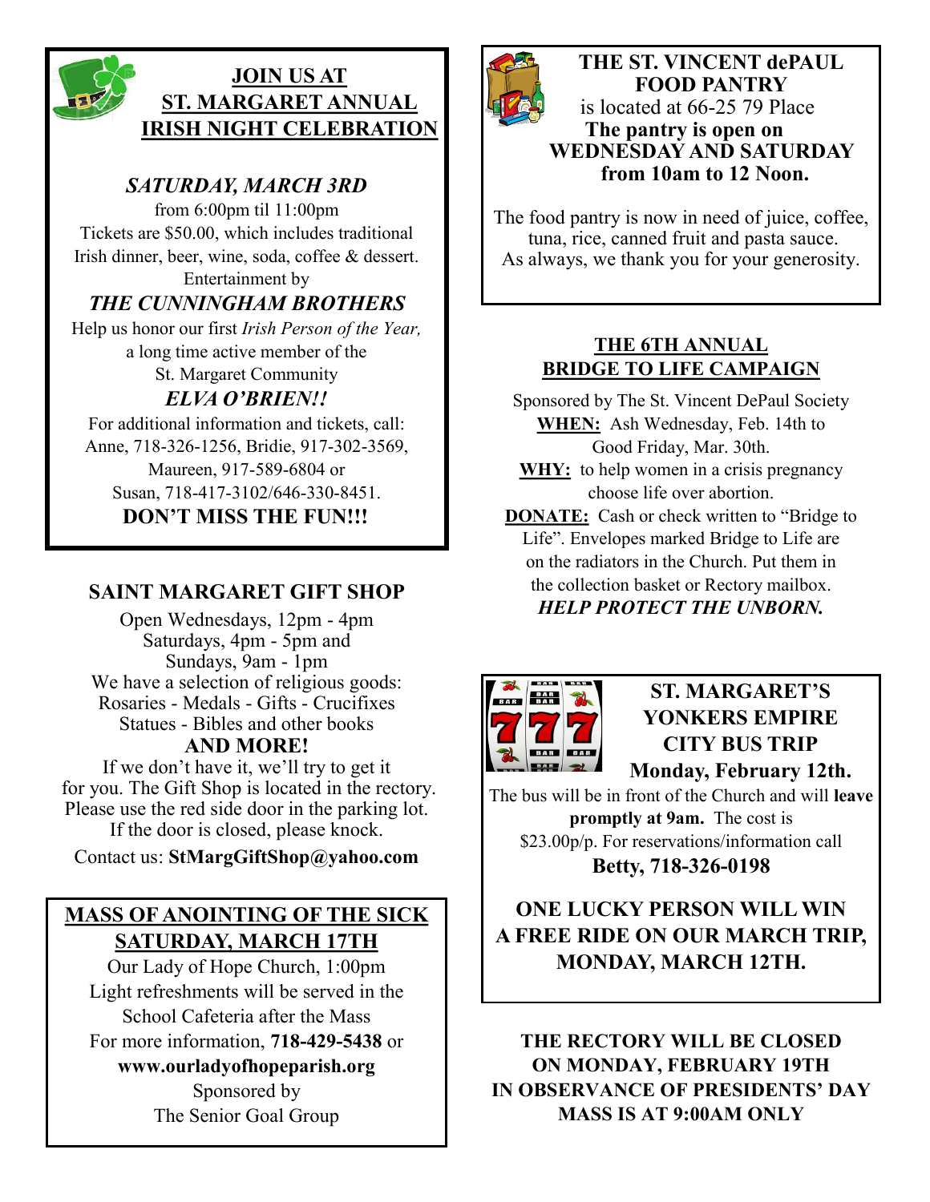## JOIN US AT ST. MARGARET ANNUAL IRISH NIGHT CELEBRATION

***SATURDAY, MARCH 3RD***

from 6:00pm til 11:00pm
Tickets are $50.00, which includes traditional Irish dinner, beer, wine, soda, coffee & dessert.
Entertainment by

***THE CUNNINGHAM BROTHERS***

Help us honor our first *Irish Person of the Year,* a long time active member of the St. Margaret Community

***ELVA O'BRIEN!!***

For additional information and tickets, call:
Anne, 718-326-1256, Bridie, 917-302-3569,
Maureen, 917-589-6804 or
Susan, 718-417-3102/646-330-8451.

**DON'T MISS THE FUN!!!**

## SAINT MARGARET GIFT SHOP

Open Wednesdays, 12pm - 4pm
Saturdays, 4pm - 5pm and
Sundays, 9am - 1pm
We have a selection of religious goods:
Rosaries - Medals - Gifts - Crucifixes
Statues - Bibles and other books

**AND MORE!**

If we don't have it, we'll try to get it for you. The Gift Shop is located in the rectory. Please use the red side door in the parking lot. If the door is closed, please knock.

Contact us: **StMargGiftShop@yahoo.com**

## MASS OF ANOINTING OF THE SICK SATURDAY, MARCH 17TH

Our Lady of Hope Church, 1:00pm
Light refreshments will be served in the School Cafeteria after the Mass
For more information, **718-429-5438** or
**www.ourladyofhopeparish.org**
Sponsored by
The Senior Goal Group

## THE ST. VINCENT dePAUL FOOD PANTRY

is located at 66-25 79 Place
**The pantry is open on WEDNESDAY AND SATURDAY from 10am to 12 Noon.**

The food pantry is now in need of juice, coffee, tuna, rice, canned fruit and pasta sauce.
As always, we thank you for your generosity.

## THE 6TH ANNUAL BRIDGE TO LIFE CAMPAIGN

Sponsored by The St. Vincent DePaul Society

**WHEN:** Ash Wednesday, Feb. 14th to Good Friday, Mar. 30th.

**WHY:** to help women in a crisis pregnancy choose life over abortion.

**DONATE:** Cash or check written to "Bridge to Life". Envelopes marked Bridge to Life are on the radiators in the Church. Put them in the collection basket or Rectory mailbox.

***HELP PROTECT THE UNBORN.***

## ST. MARGARET'S YONKERS EMPIRE CITY BUS TRIP

**Monday, February 12th.**

The bus will be in front of the Church and will **leave promptly at 9am.** The cost is $23.00p/p. For reservations/information call
**Betty, 718-326-0198**

**ONE LUCKY PERSON WILL WIN A FREE RIDE ON OUR MARCH TRIP, MONDAY, MARCH 12TH.**

**THE RECTORY WILL BE CLOSED ON MONDAY, FEBRUARY 19TH IN OBSERVANCE OF PRESIDENTS' DAY MASS IS AT 9:00AM ONLY**